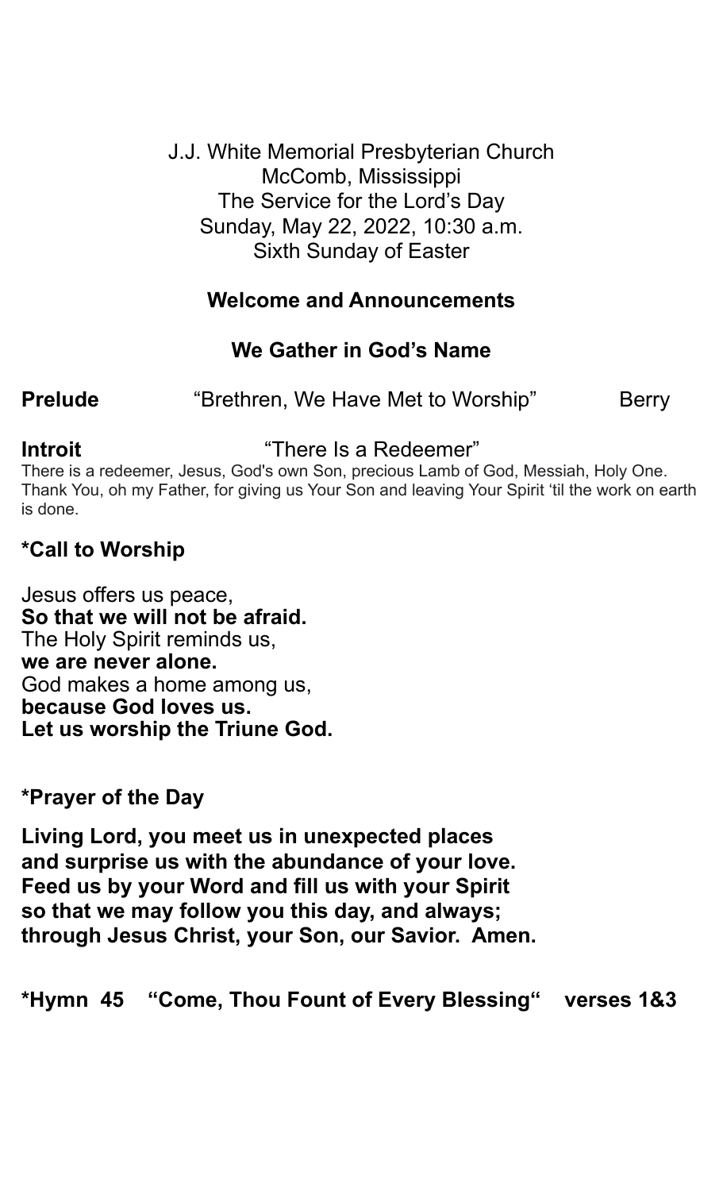J.J. White Memorial Presbyterian Church
McComb, Mississippi
The Service for the Lord's Day
Sunday, May 22, 2022, 10:30 a.m.
Sixth Sunday of Easter

## Welcome and Announcements

## We Gather in God's Name

**Prelude** "Brethren, We Have Met to Worship" Berry

**Introit** "There Is a Redeemer"

There is a redeemer, Jesus, God's own Son, precious Lamb of God, Messiah, Holy One. Thank You, oh my Father, for giving us Your Son and leaving Your Spirit 'til the work on earth is done.

### *Call to Worship

Jesus offers us peace,
**So that we will not be afraid.**
The Holy Spirit reminds us,
**we are never alone.**
God makes a home among us,
**because God loves us.**
**Let us worship the Triune God.**

### *Prayer of the Day

**Living Lord, you meet us in unexpected places**
**and surprise us with the abundance of your love.**
**Feed us by your Word and fill us with your Spirit**
**so that we may follow you this day, and always;**
**through Jesus Christ, your Son, our Savior. Amen.**

**\*Hymn 45 "Come, Thou Fount of Every Blessing" verses 1&3**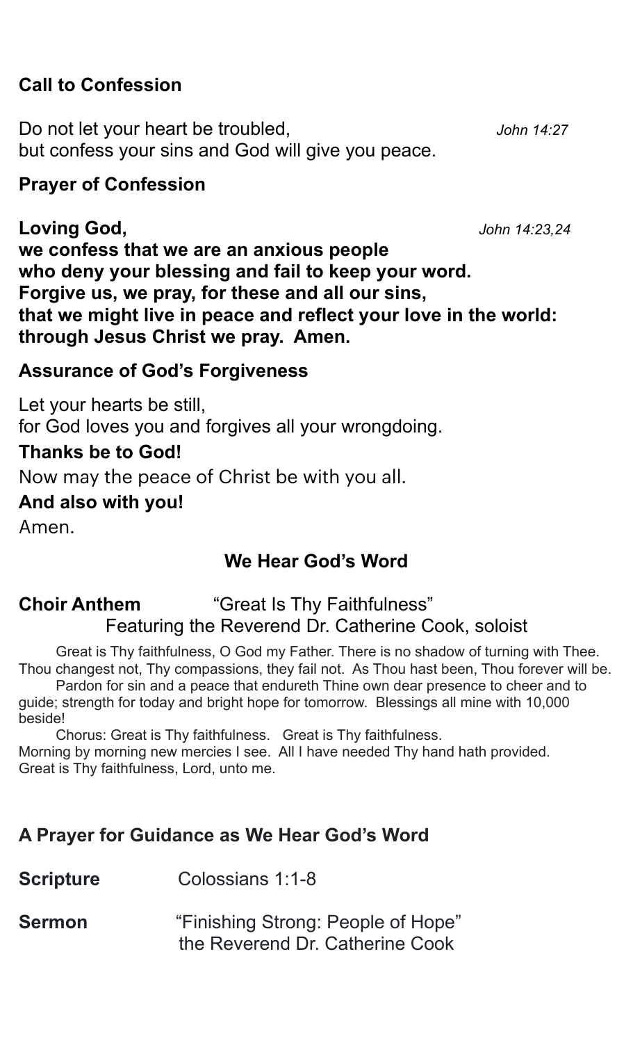**Call to Confession**

Do not let your heart be troubled, *John 14:27*
but confess your sins and God will give you peace.

**Prayer of Confession**

**Loving God,** *John 14:23,24*
**we confess that we are an anxious people**
**who deny your blessing and fail to keep your word.**
**Forgive us, we pray, for these and all our sins,**
**that we might live in peace and reflect your love in the world:**
**through Jesus Christ we pray. Amen.**

**Assurance of God's Forgiveness**

Let your hearts be still,
for God loves you and forgives all your wrongdoing.

**Thanks be to God!**

Now may the peace of Christ be with you all.

**And also with you!**

Amen.

## We Hear God's Word

**Choir Anthem** "Great Is Thy Faithfulness"
Featuring the Reverend Dr. Catherine Cook, soloist

Great is Thy faithfulness, O God my Father. There is no shadow of turning with Thee. Thou changest not, Thy compassions, they fail not. As Thou hast been, Thou forever will be.

Pardon for sin and a peace that endureth Thine own dear presence to cheer and to guide; strength for today and bright hope for tomorrow. Blessings all mine with 10,000 beside!

Chorus: Great is Thy faithfulness. Great is Thy faithfulness.
Morning by morning new mercies I see. All I have needed Thy hand hath provided.
Great is Thy faithfulness, Lord, unto me.

**A Prayer for Guidance as We Hear God's Word**

**Scripture** Colossians 1:1-8

**Sermon** "Finishing Strong: People of Hope"
the Reverend Dr. Catherine Cook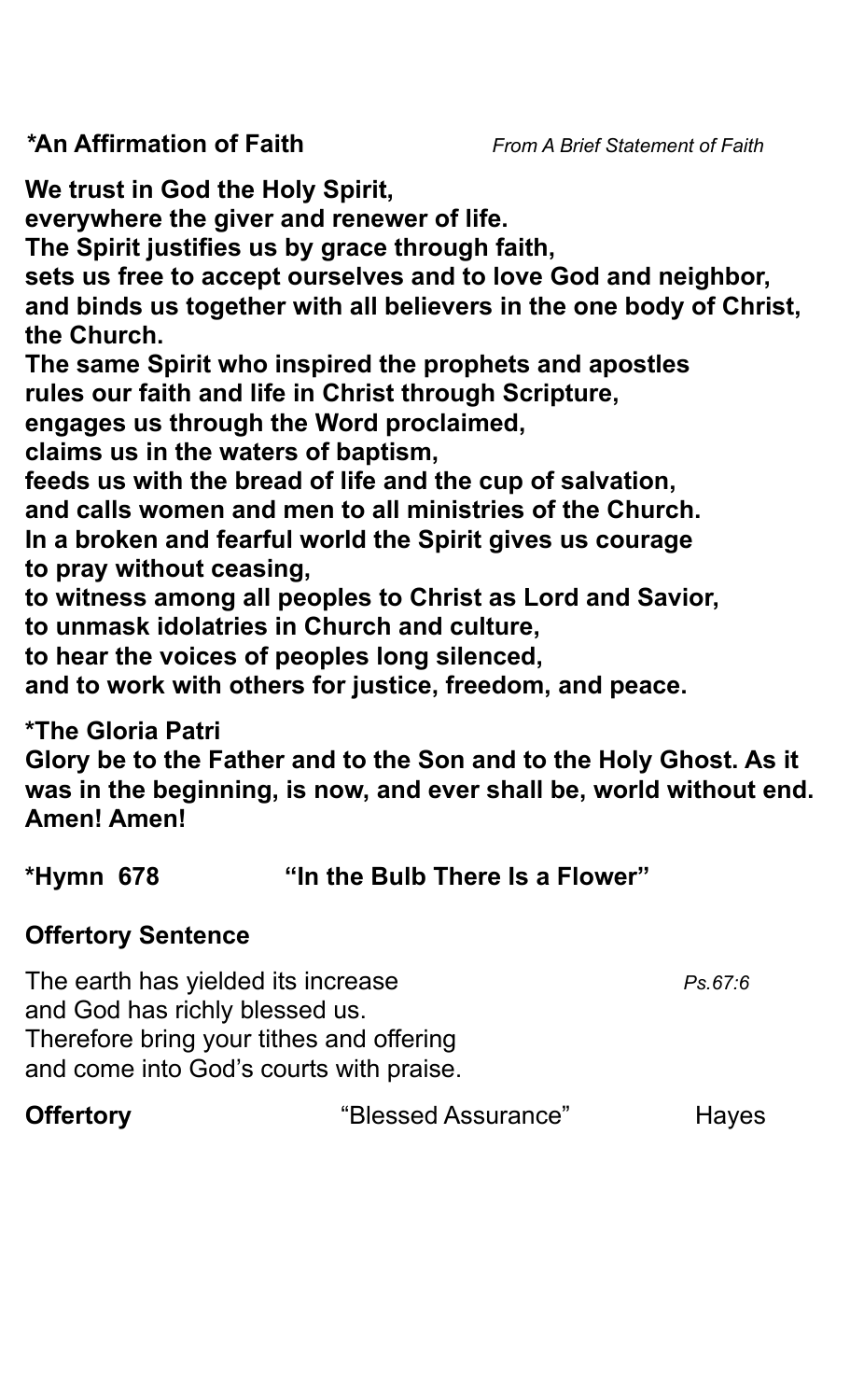**\*An Affirmation of Faith** *From A Brief Statement of Faith*

**We trust in God the Holy Spirit,**
**everywhere the giver and renewer of life.**
**The Spirit justifies us by grace through faith,**
**sets us free to accept ourselves and to love God and neighbor,**
**and binds us together with all believers in the one body of Christ, the Church.**
**The same Spirit who inspired the prophets and apostles**
**rules our faith and life in Christ through Scripture,**
**engages us through the Word proclaimed,**
**claims us in the waters of baptism,**
**feeds us with the bread of life and the cup of salvation,**
**and calls women and men to all ministries of the Church.**
**In a broken and fearful world the Spirit gives us courage**
**to pray without ceasing,**
**to witness among all peoples to Christ as Lord and Savior,**
**to unmask idolatries in Church and culture,**
**to hear the voices of peoples long silenced,**
**and to work with others for justice, freedom, and peace.**

**\*The Gloria Patri**
**Glory be to the Father and to the Son and to the Holy Ghost. As it was in the beginning, is now, and ever shall be, world without end. Amen! Amen!**

**\*Hymn 678 "In the Bulb There Is a Flower"**

**Offertory Sentence**

The earth has yielded its increase *Ps.67:6*
and God has richly blessed us.
Therefore bring your tithes and offering
and come into God's courts with praise.

**Offertory** "Blessed Assurance" Hayes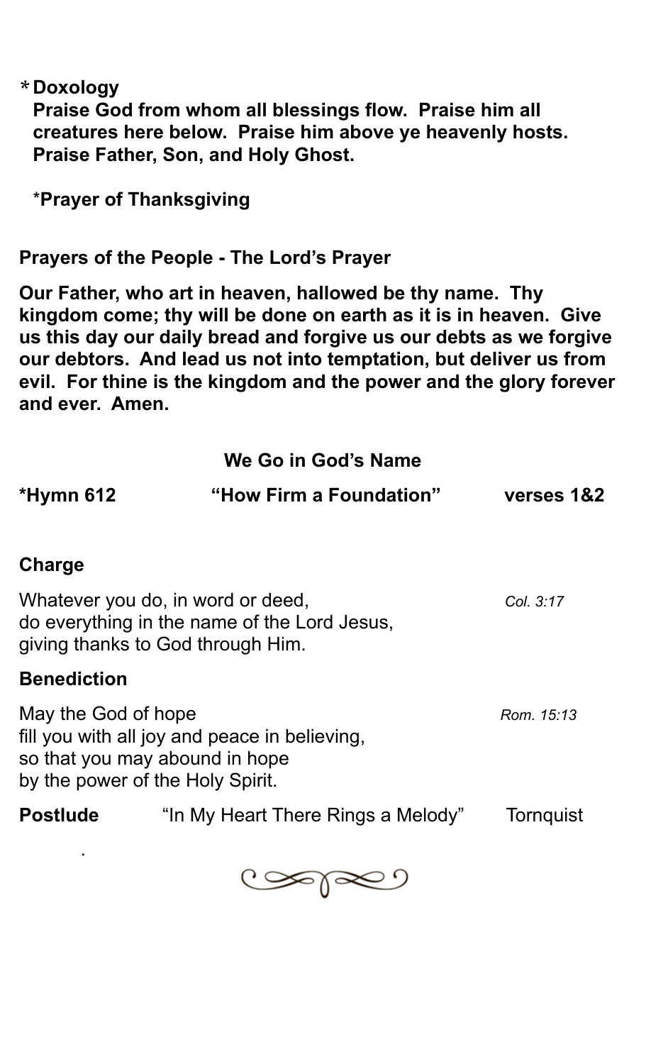**\* Doxology**
**Praise God from whom all blessings flow. Praise him all creatures here below. Praise him above ye heavenly hosts. Praise Father, Son, and Holy Ghost.**

\***Prayer of Thanksgiving**

**Prayers of the People - The Lord's Prayer**

**Our Father, who art in heaven, hallowed be thy name. Thy kingdom come; thy will be done on earth as it is in heaven. Give us this day our daily bread and forgive us our debts as we forgive our debtors. And lead us not into temptation, but deliver us from evil. For thine is the kingdom and the power and the glory forever and ever. Amen.**

## We Go in God's Name

**\*Hymn 612** **"How Firm a Foundation"** **verses 1&2**

**Charge**

Whatever you do, in word or deed,
do everything in the name of the Lord Jesus,
giving thanks to God through Him. *Col. 3:17*

**Benediction**

May the God of hope
fill you with all joy and peace in believing,
so that you may abound in hope
by the power of the Holy Spirit. *Rom. 15:13*

**Postlude** "In My Heart There Rings a Melody" Tornquist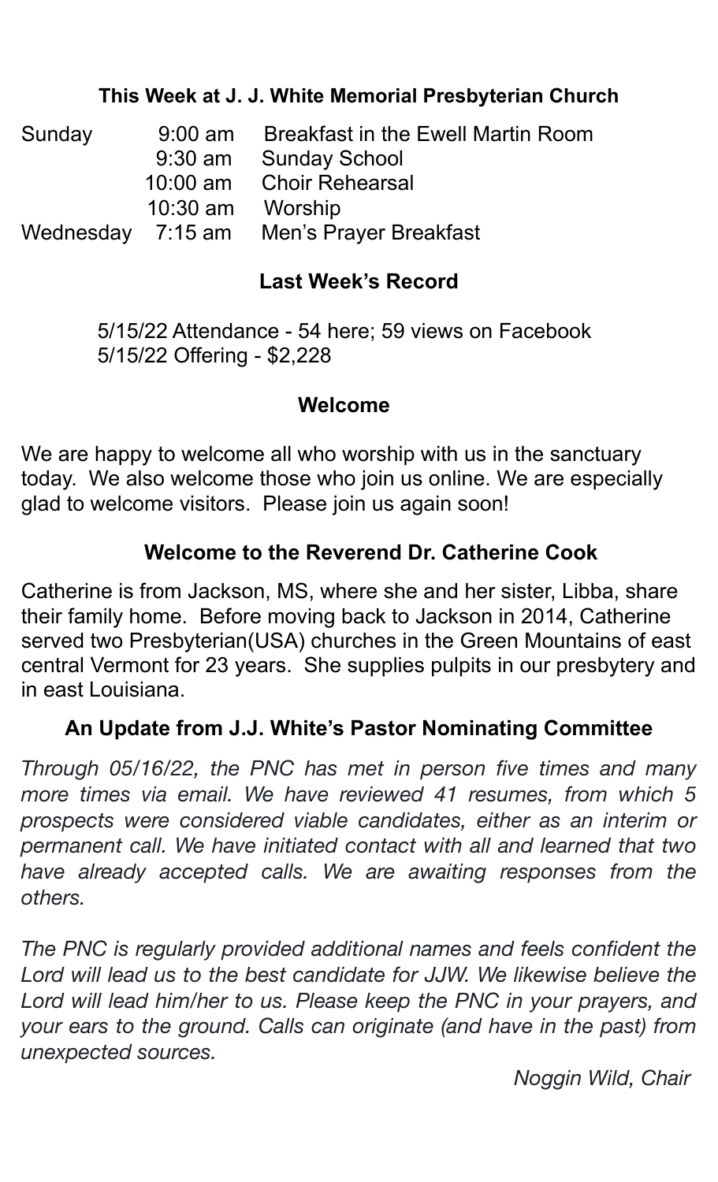## This Week at J. J. White Memorial Presbyterian Church

| | | |
|---|---|---|
| Sunday | 9:00 am | Breakfast in the Ewell Martin Room |
| | 9:30 am | Sunday School |
| | 10:00 am | Choir Rehearsal |
| | 10:30 am | Worship |
| Wednesday | 7:15 am | Men's Prayer Breakfast |

## Last Week's Record

5/15/22 Attendance - 54 here; 59 views on Facebook
5/15/22 Offering - $2,228

## Welcome

We are happy to welcome all who worship with us in the sanctuary today. We also welcome those who join us online. We are especially glad to welcome visitors. Please join us again soon!

## Welcome to the Reverend Dr. Catherine Cook

Catherine is from Jackson, MS, where she and her sister, Libba, share their family home. Before moving back to Jackson in 2014, Catherine served two Presbyterian(USA) churches in the Green Mountains of east central Vermont for 23 years. She supplies pulpits in our presbytery and in east Louisiana.

## An Update from J.J. White's Pastor Nominating Committee

*Through 05/16/22, the PNC has met in person five times and many more times via email. We have reviewed 41 resumes, from which 5 prospects were considered viable candidates, either as an interim or permanent call. We have initiated contact with all and learned that two have already accepted calls. We are awaiting responses from the others.*

*The PNC is regularly provided additional names and feels confident the Lord will lead us to the best candidate for JJW. We likewise believe the Lord will lead him/her to us. Please keep the PNC in your prayers, and your ears to the ground. Calls can originate (and have in the past) from unexpected sources.*

*Noggin Wild, Chair*